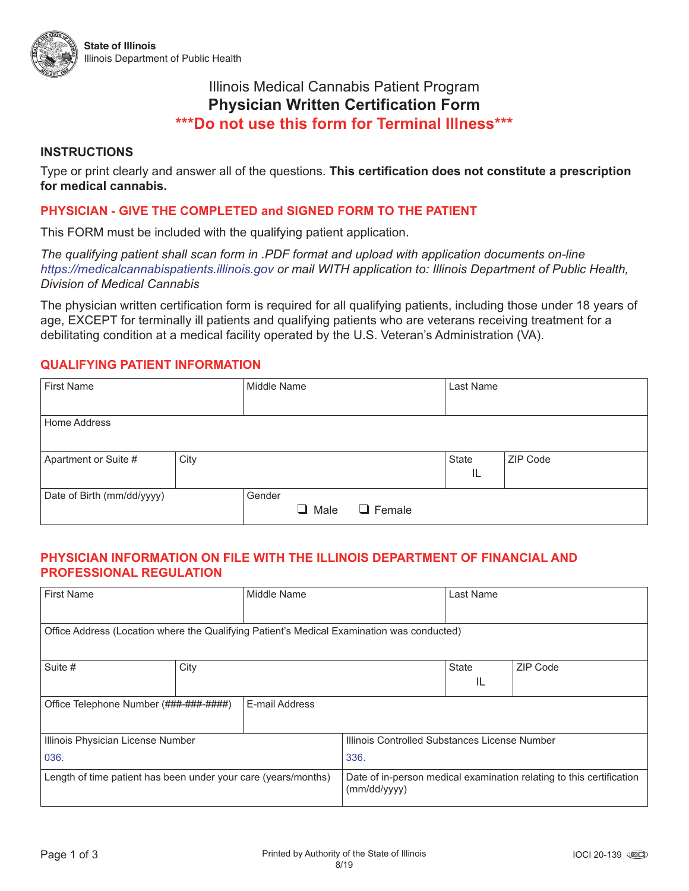State of Illinois
Illinois Department of Public Health

# Illinois Medical Cannabis Patient Program
# Physician Written Certification Form
## ***Do not use this form for Terminal Illness***

### INSTRUCTIONS

Type or print clearly and answer all of the questions. **This certification does not constitute a prescription for medical cannabis.**

**PHYSICIAN - GIVE THE COMPLETED and SIGNED FORM TO THE PATIENT**

This FORM must be included with the qualifying patient application.

*The qualifying patient shall scan form in .PDF format and upload with application documents on-line https://medicalcannabispatients.illinois.gov or mail WITH application to: Illinois Department of Public Health, Division of Medical Cannabis*

The physician written certification form is required for all qualifying patients, including those under 18 years of age, EXCEPT for terminally ill patients and qualifying patients who are veterans receiving treatment for a debilitating condition at a medical facility operated by the U.S. Veteran's Administration (VA).

### QUALIFYING PATIENT INFORMATION

| First Name | Middle Name | Last Name | |
|---|---|---|---|
| Home Address | | | |
| Apartment or Suite # | City | State IL | ZIP Code |
| Date of Birth (mm/dd/yyyy) | Gender ❑ Male ❑ Female | | |

### PHYSICIAN INFORMATION ON FILE WITH THE ILLINOIS DEPARTMENT OF FINANCIAL AND PROFESSIONAL REGULATION

| First Name | Middle Name | Last Name | |
|---|---|---|---|
| Office Address (Location where the Qualifying Patient's Medical Examination was conducted) | | | |
| Suite # | City | State IL | ZIP Code |
| Office Telephone Number (###-###-####) | E-mail Address | | |
| Illinois Physician License Number 036. | Illinois Controlled Substances License Number 336. | | |
| Length of time patient has been under your care (years/months) | Date of in-person medical examination relating to this certification (mm/dd/yyyy) | | |

Printed by Authority of the State of Illinois
8/19

IOCI 20-139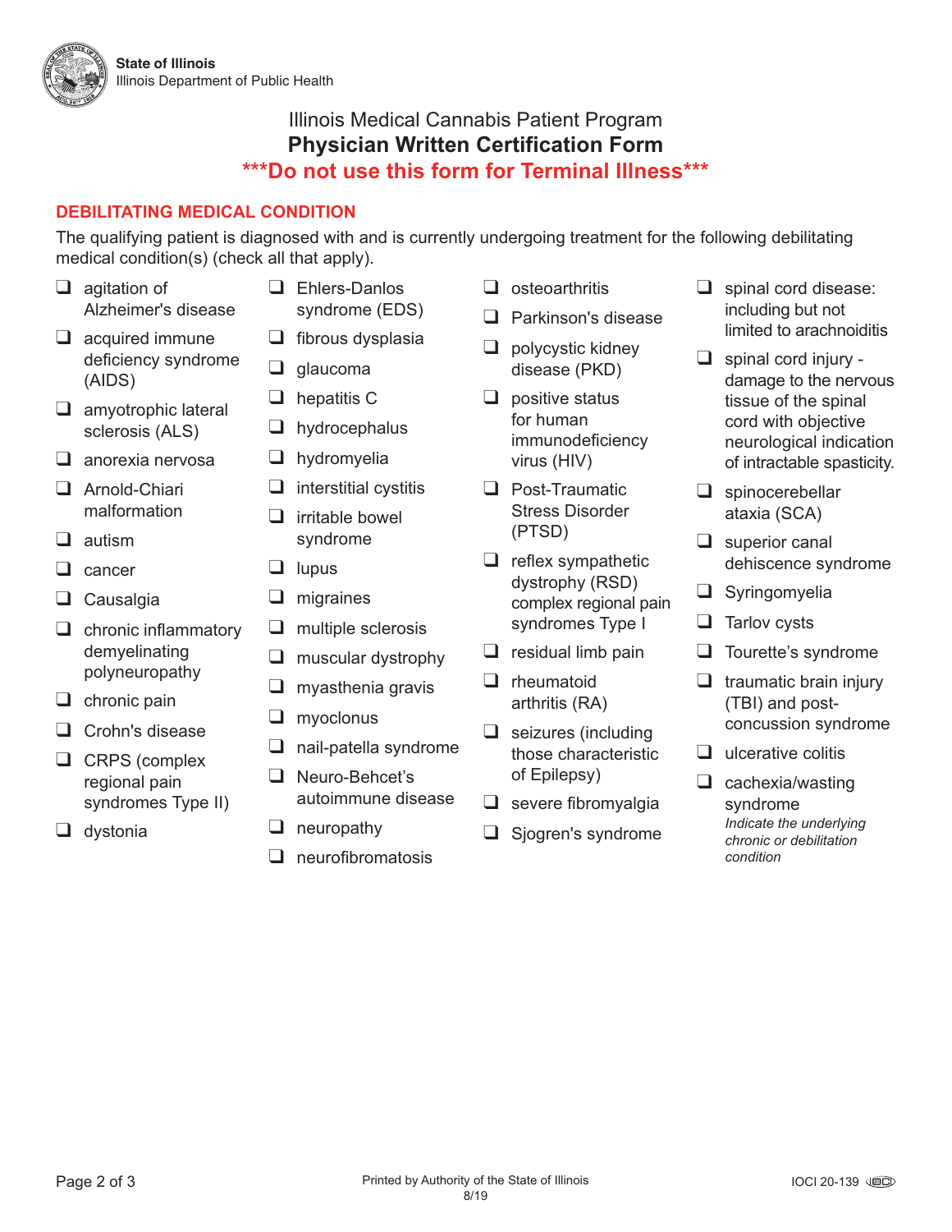State of Illinois
Illinois Department of Public Health

# Illinois Medical Cannabis Patient Program

## Physician Written Certification Form

**\*\*\*Do not use this form for Terminal Illness\*\*\***

### DEBILITATING MEDICAL CONDITION

The qualifying patient is diagnosed with and is currently undergoing treatment for the following debilitating medical condition(s) (check all that apply).

- ❑ agitation of Alzheimer's disease
- ❑ acquired immune deficiency syndrome (AIDS)
- ❑ amyotrophic lateral sclerosis (ALS)
- ❑ anorexia nervosa
- ❑ Arnold-Chiari malformation
- ❑ autism
- ❑ cancer
- ❑ Causalgia
- ❑ chronic inflammatory demyelinating polyneuropathy
- ❑ chronic pain
- ❑ Crohn's disease
- ❑ CRPS (complex regional pain syndromes Type II)
- ❑ dystonia
- ❑ Ehlers-Danlos syndrome (EDS)
- ❑ fibrous dysplasia
- ❑ glaucoma
- ❑ hepatitis C
- ❑ hydrocephalus
- ❑ hydromyelia
- ❑ interstitial cystitis
- ❑ irritable bowel syndrome
- ❑ lupus
- ❑ migraines
- ❑ multiple sclerosis
- ❑ muscular dystrophy
- ❑ myasthenia gravis
- ❑ myoclonus
- ❑ nail-patella syndrome
- ❑ Neuro-Behcet's autoimmune disease
- ❑ neuropathy
- ❑ neurofibromatosis
- ❑ osteoarthritis
- ❑ Parkinson's disease
- ❑ polycystic kidney disease (PKD)
- ❑ positive status for human immunodeficiency virus (HIV)
- ❑ Post-Traumatic Stress Disorder (PTSD)
- ❑ reflex sympathetic dystrophy (RSD) complex regional pain syndromes Type I
- ❑ residual limb pain
- ❑ rheumatoid arthritis (RA)
- ❑ seizures (including those characteristic of Epilepsy)
- ❑ severe fibromyalgia
- ❑ Sjogren's syndrome
- ❑ spinal cord disease: including but not limited to arachnoiditis
- ❑ spinal cord injury - damage to the nervous tissue of the spinal cord with objective neurological indication of intractable spasticity.
- ❑ spinocerebellar ataxia (SCA)
- ❑ superior canal dehiscence syndrome
- ❑ Syringomyelia
- ❑ Tarlov cysts
- ❑ Tourette's syndrome
- ❑ traumatic brain injury (TBI) and post-concussion syndrome
- ❑ ulcerative colitis
- ❑ cachexia/wasting syndrome
  *Indicate the underlying chronic or debilitation condition*

Printed by Authority of the State of Illinois
8/19

IOCI 20-139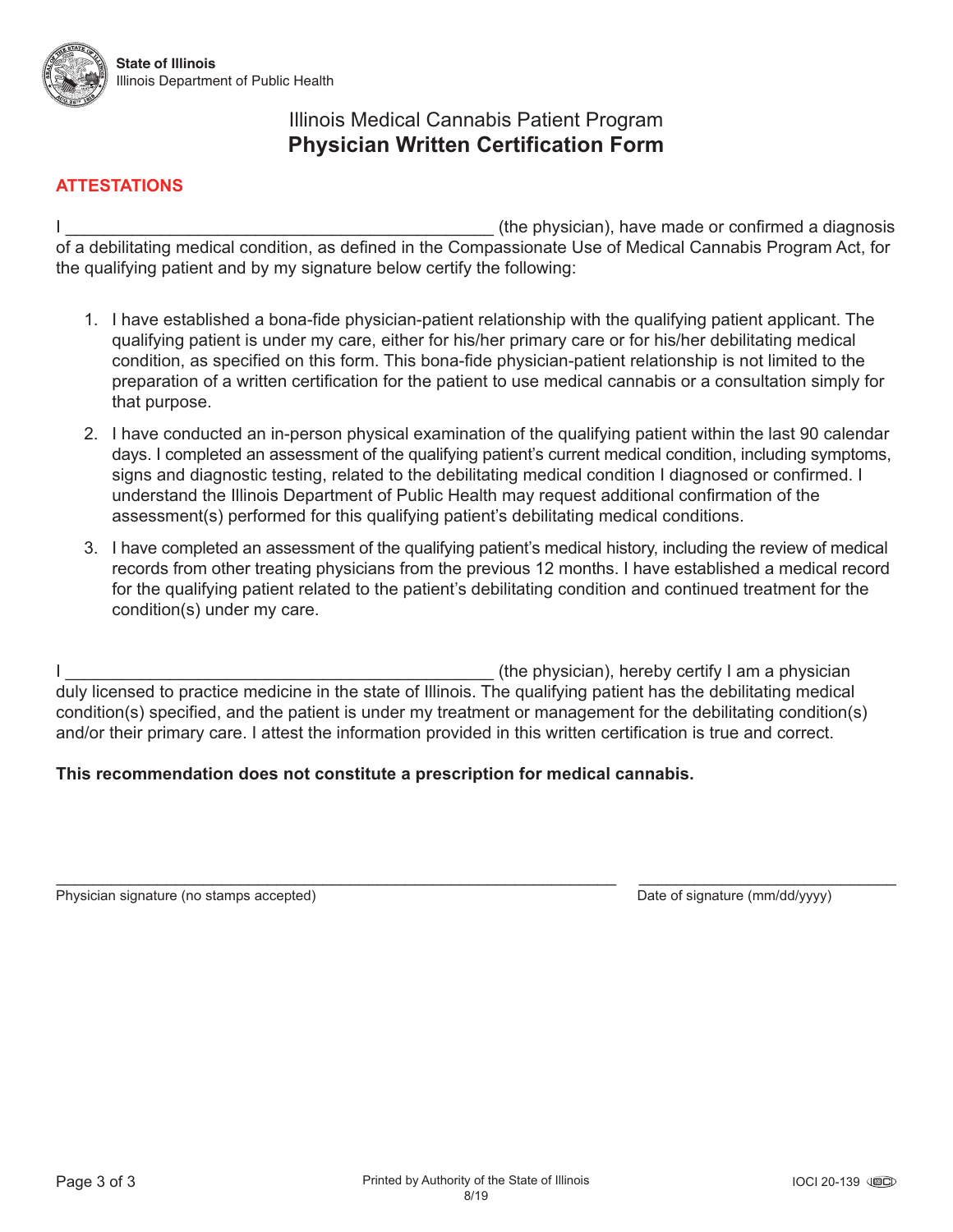State of Illinois
Illinois Department of Public Health

# Illinois Medical Cannabis Patient Program
# Physician Written Certification Form

## ATTESTATIONS

I ____________________________________________ (the physician), have made or confirmed a diagnosis of a debilitating medical condition, as defined in the Compassionate Use of Medical Cannabis Program Act, for the qualifying patient and by my signature below certify the following:

1. I have established a bona-fide physician-patient relationship with the qualifying patient applicant. The qualifying patient is under my care, either for his/her primary care or for his/her debilitating medical condition, as specified on this form. This bona-fide physician-patient relationship is not limited to the preparation of a written certification for the patient to use medical cannabis or a consultation simply for that purpose.
2. I have conducted an in-person physical examination of the qualifying patient within the last 90 calendar days. I completed an assessment of the qualifying patient's current medical condition, including symptoms, signs and diagnostic testing, related to the debilitating medical condition I diagnosed or confirmed. I understand the Illinois Department of Public Health may request additional confirmation of the assessment(s) performed for this qualifying patient's debilitating medical conditions.
3. I have completed an assessment of the qualifying patient's medical history, including the review of medical records from other treating physicians from the previous 12 months. I have established a medical record for the qualifying patient related to the patient's debilitating condition and continued treatment for the condition(s) under my care.

I ____________________________________________ (the physician), hereby certify I am a physician duly licensed to practice medicine in the state of Illinois. The qualifying patient has the debilitating medical condition(s) specified, and the patient is under my treatment or management for the debilitating condition(s) and/or their primary care. I attest the information provided in this written certification is true and correct.

**This recommendation does not constitute a prescription for medical cannabis.**

______________________________________________________ &nbsp;&nbsp;&nbsp; ____________________________
Physician signature (no stamps accepted) &nbsp;&nbsp;&nbsp; Date of signature (mm/dd/yyyy)

Printed by Authority of the State of Illinois
8/19

IOCI 20-139